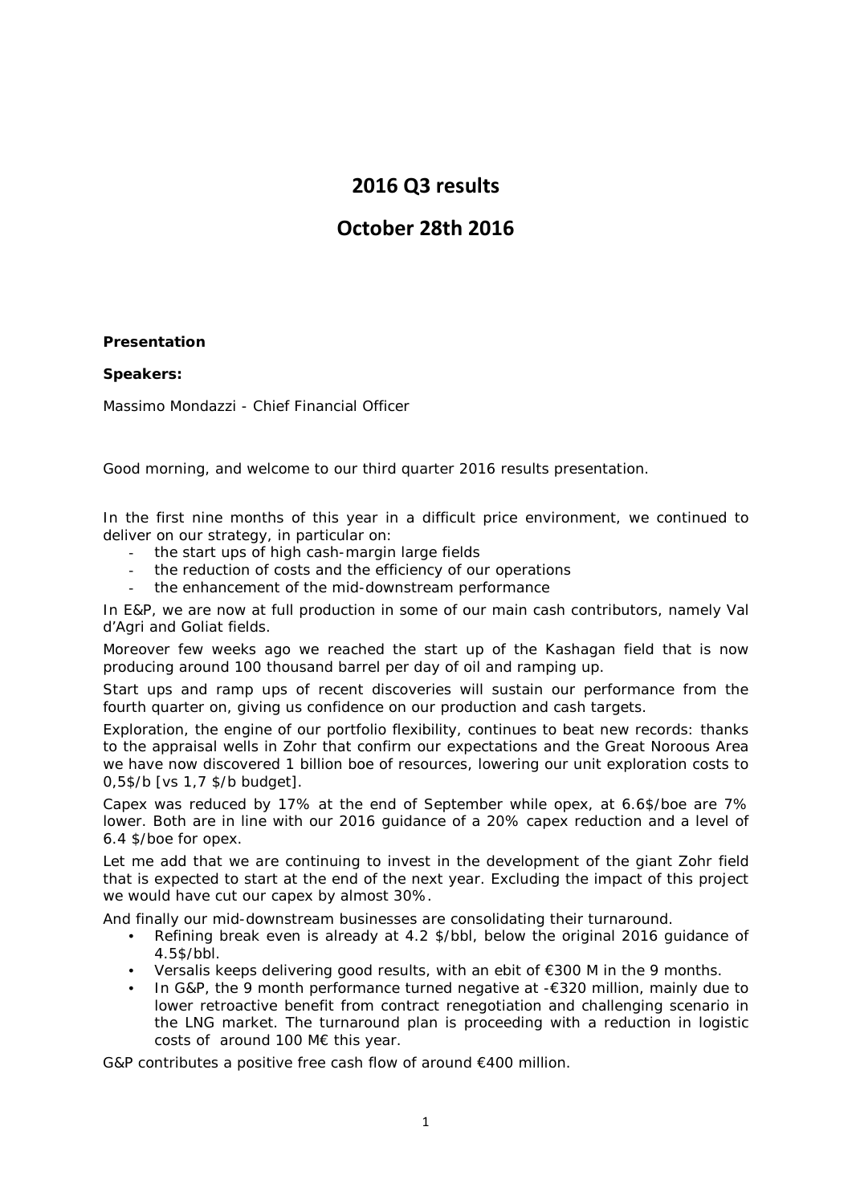# 2016 Q3 results

# October 28th 2016

**Presentation**

**Speakers:**

Massimo Mondazzi - Chief Financial Officer

Good morning, and welcome to our third quarter 2016 results presentation.

In the first nine months of this year in a difficult price environment, we continued to deliver on our strategy, in particular on:

- the start ups of high cash-margin large fields
- the reduction of costs and the efficiency of our operations
- the enhancement of the mid-downstream performance

In E&P, we are now at full production in some of our main cash contributors, namely Val d'Agri and Goliat fields.

Moreover few weeks ago we reached the start up of the Kashagan field that is now producing around 100 thousand barrel per day of oil and ramping up.

Start ups and ramp ups of recent discoveries will sustain our performance from the fourth quarter on, giving us confidence on our production and cash targets.

Exploration, the engine of our portfolio flexibility, continues to beat new records: thanks to the appraisal wells in Zohr that confirm our expectations and the Great Noroous Area we have now discovered 1 billion boe of resources, lowering our unit exploration costs to 0,5$/b [vs 1,7 $/b budget].

Capex was reduced by 17% at the end of September while opex, at 6.6$/boe are 7% lower. Both are in line with our 2016 guidance of a 20% capex reduction and a level of 6.4 $/boe for opex.

Let me add that we are continuing to invest in the development of the giant Zohr field that is expected to start at the end of the next year. Excluding the impact of this project we would have cut our capex by almost 30%.

And finally our mid-downstream businesses are consolidating their turnaround.

- Refining break even is already at 4.2 $/bbl, below the original 2016 guidance of 4.5$/bbl.
- Versalis keeps delivering good results, with an ebit of €300 M in the 9 months.
- In G&P, the 9 month performance turned negative at -€320 million, mainly due to lower retroactive benefit from contract renegotiation and challenging scenario in the LNG market. The turnaround plan is proceeding with a reduction in logistic costs of around 100 M€ this year.

G&P contributes a positive free cash flow of around €400 million.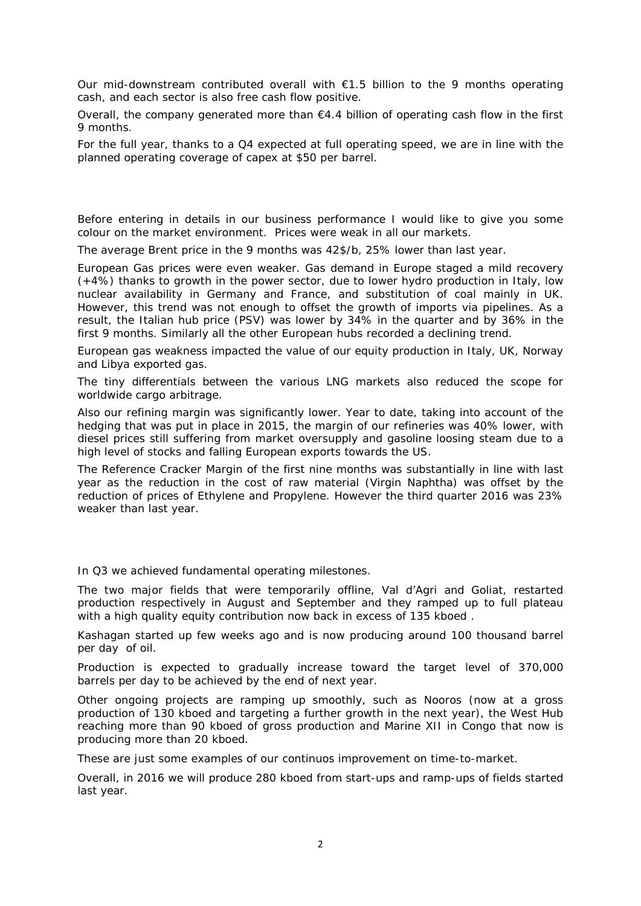Our mid-downstream contributed overall with €1.5 billion to the 9 months operating cash, and each sector is also free cash flow positive.

Overall, the company generated more than €4.4 billion of operating cash flow in the first 9 months.

For the full year, thanks to a Q4 expected at full operating speed, we are in line with the planned operating coverage of capex at $50 per barrel.

Before entering in details in our business performance I would like to give you some colour on the market environment. Prices were weak in all our markets.

The average Brent price in the 9 months was 42$/b, 25% lower than last year.

European Gas prices were even weaker. Gas demand in Europe staged a mild recovery (+4%) thanks to growth in the power sector, due to lower hydro production in Italy, low nuclear availability in Germany and France, and substitution of coal mainly in UK. However, this trend was not enough to offset the growth of imports via pipelines. As a result, the Italian hub price (PSV) was lower by 34% in the quarter and by 36% in the first 9 months. Similarly all the other European hubs recorded a declining trend.

European gas weakness impacted the value of our equity production in Italy, UK, Norway and Libya exported gas.

The tiny differentials between the various LNG markets also reduced the scope for worldwide cargo arbitrage.

Also our refining margin was significantly lower. Year to date, taking into account of the hedging that was put in place in 2015, the margin of our refineries was 40% lower, with diesel prices still suffering from market oversupply and gasoline loosing steam due to a high level of stocks and falling European exports towards the US.

The Reference Cracker Margin of the first nine months was substantially in line with last year as the reduction in the cost of raw material (Virgin Naphtha) was offset by the reduction of prices of Ethylene and Propylene. However the third quarter 2016 was 23% weaker than last year.

In Q3 we achieved fundamental operating milestones.

The two major fields that were temporarily offline, Val d'Agri and Goliat, restarted production respectively in August and September and they ramped up to full plateau with a high quality equity contribution now back in excess of 135 kboed .

Kashagan started up few weeks ago and is now producing around 100 thousand barrel per day of oil.

Production is expected to gradually increase toward the target level of 370,000 barrels per day to be achieved by the end of next year.

Other ongoing projects are ramping up smoothly, such as Nooros (now at a gross production of 130 kboed and targeting a further growth in the next year), the West Hub reaching more than 90 kboed of gross production and Marine XII in Congo that now is producing more than 20 kboed.

These are just some examples of our continuos improvement on time-to-market.

Overall, in 2016 we will produce 280 kboed from start-ups and ramp-ups of fields started last year.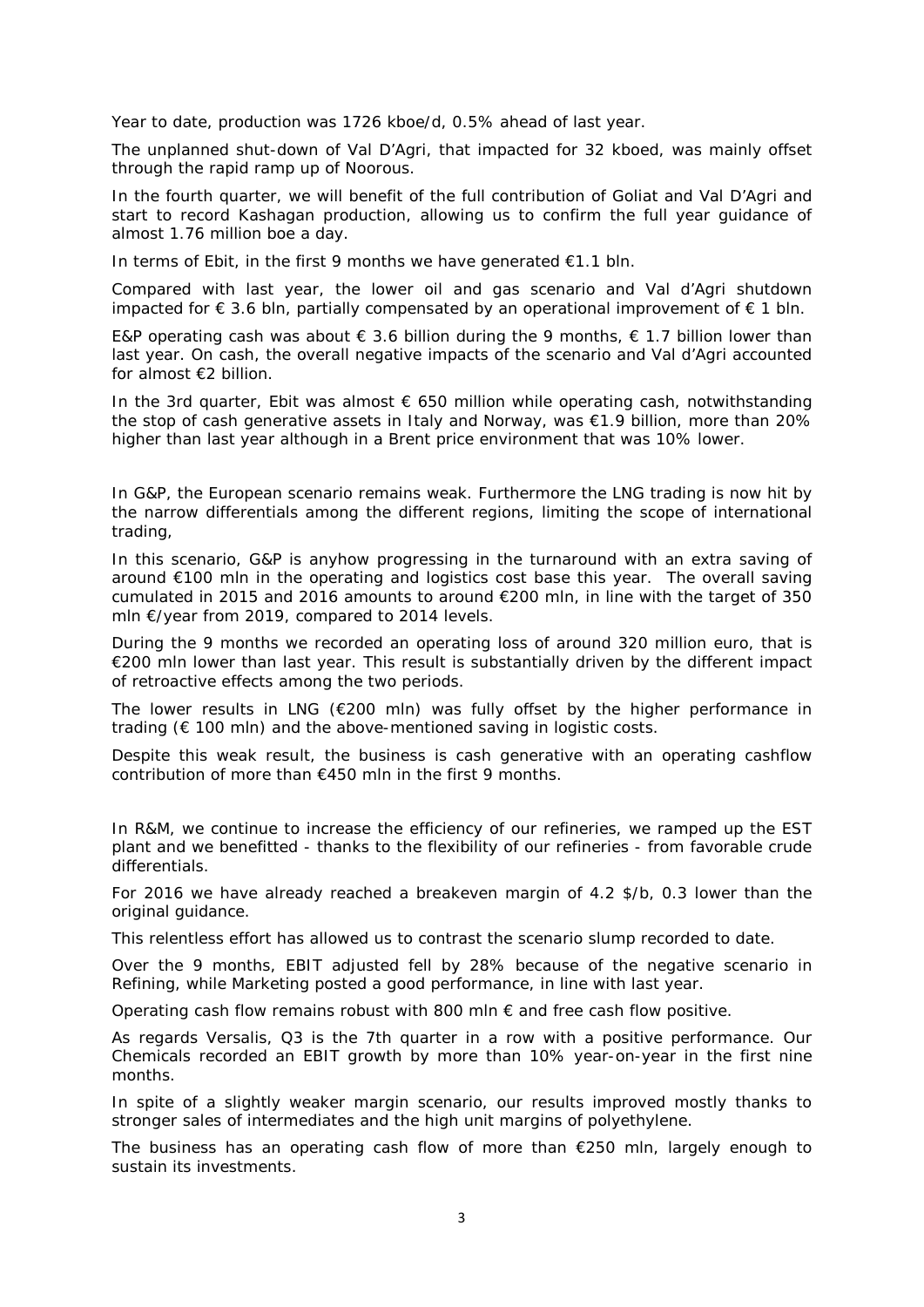Year to date, production was 1726 kboe/d, 0.5% ahead of last year.

The unplanned shut-down of Val D'Agri, that impacted for 32 kboed, was mainly offset through the rapid ramp up of Noorous.

In the fourth quarter, we will benefit of the full contribution of Goliat and Val D'Agri and start to record Kashagan production, allowing us to confirm the full year guidance of almost 1.76 million boe a day.

In terms of Ebit, in the first 9 months we have generated €1.1 bln.

Compared with last year, the lower oil and gas scenario and Val d'Agri shutdown impacted for € 3.6 bln, partially compensated by an operational improvement of € 1 bln.

E&P operating cash was about € 3.6 billion during the 9 months, € 1.7 billion lower than last year. On cash, the overall negative impacts of the scenario and Val d'Agri accounted for almost €2 billion.

In the 3rd quarter, Ebit was almost € 650 million while operating cash, notwithstanding the stop of cash generative assets in Italy and Norway, was €1.9 billion, more than 20% higher than last year although in a Brent price environment that was 10% lower.

In G&P, the European scenario remains weak. Furthermore the LNG trading is now hit by the narrow differentials among the different regions, limiting the scope of international trading,

In this scenario, G&P is anyhow progressing in the turnaround with an extra saving of around €100 mln in the operating and logistics cost base this year. The overall saving cumulated in 2015 and 2016 amounts to around €200 mln, in line with the target of 350 mln €/year from 2019, compared to 2014 levels.

During the 9 months we recorded an operating loss of around 320 million euro, that is €200 mln lower than last year. This result is substantially driven by the different impact of retroactive effects among the two periods.

The lower results in LNG (€200 mln) was fully offset by the higher performance in trading (€ 100 mln) and the above-mentioned saving in logistic costs.

Despite this weak result, the business is cash generative with an operating cashflow contribution of more than €450 mln in the first 9 months.

In R&M, we continue to increase the efficiency of our refineries, we ramped up the EST plant and we benefitted - thanks to the flexibility of our refineries - from favorable crude differentials.

For 2016 we have already reached a breakeven margin of 4.2 $/b, 0.3 lower than the original guidance.

This relentless effort has allowed us to contrast the scenario slump recorded to date.

Over the 9 months, EBIT adjusted fell by 28% because of the negative scenario in Refining, while Marketing posted a good performance, in line with last year.

Operating cash flow remains robust with 800 mln € and free cash flow positive.

As regards Versalis, Q3 is the 7th quarter in a row with a positive performance. Our Chemicals recorded an EBIT growth by more than 10% year-on-year in the first nine months.

In spite of a slightly weaker margin scenario, our results improved mostly thanks to stronger sales of intermediates and the high unit margins of polyethylene.

The business has an operating cash flow of more than €250 mln, largely enough to sustain its investments.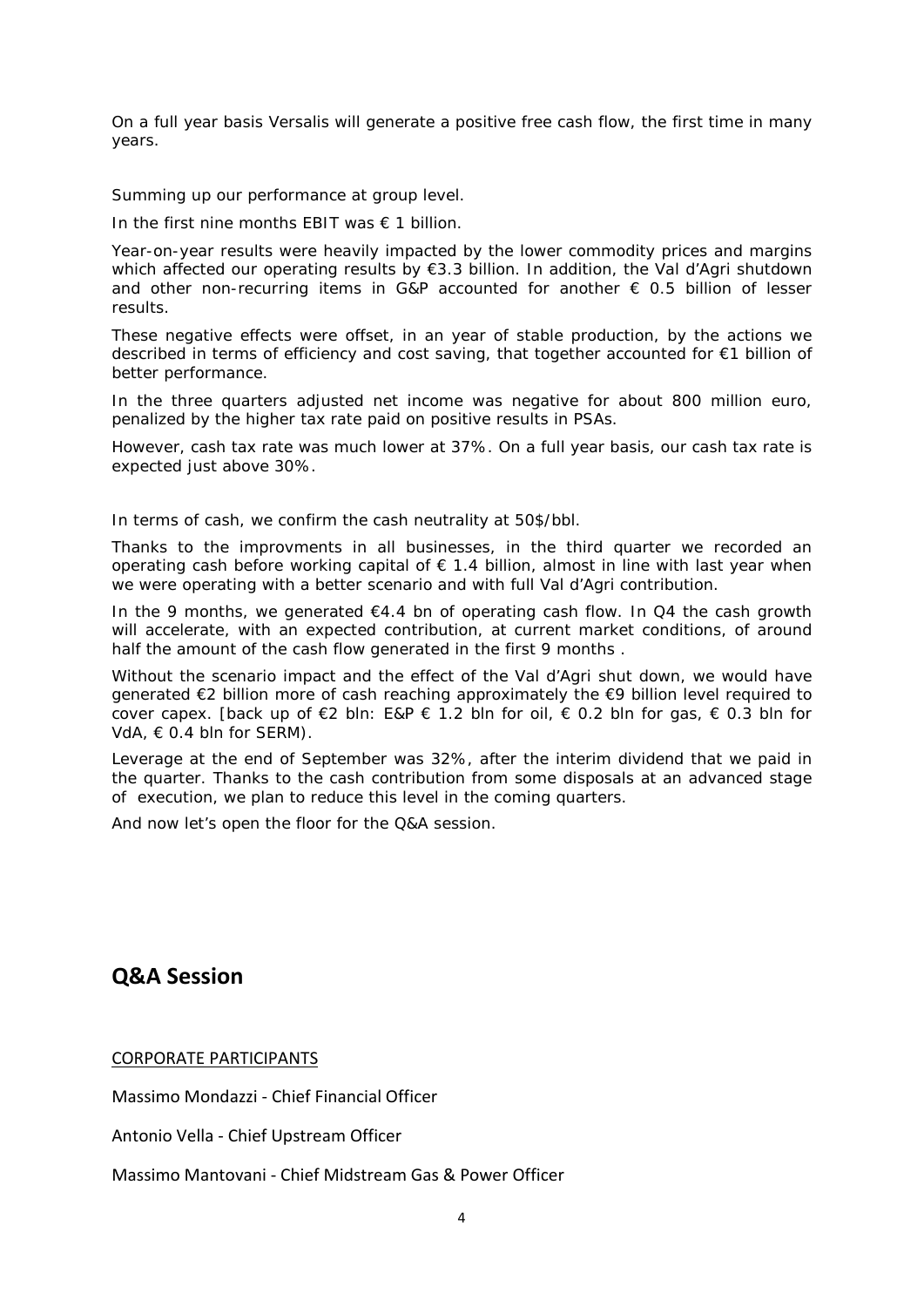On a full year basis Versalis will generate a positive free cash flow, the first time in many years.

Summing up our performance at group level.

In the first nine months EBIT was € 1 billion.

Year-on-year results were heavily impacted by the lower commodity prices and margins which affected our operating results by €3.3 billion. In addition, the Val d'Agri shutdown and other non-recurring items in G&P accounted for another € 0.5 billion of lesser results.

These negative effects were offset, in an year of stable production, by the actions we described in terms of efficiency and cost saving, that together accounted for €1 billion of better performance.

In the three quarters adjusted net income was negative for about 800 million euro, penalized by the higher tax rate paid on positive results in PSAs.

However, cash tax rate was much lower at 37%. On a full year basis, our cash tax rate is expected just above 30%.

In terms of cash, we confirm the cash neutrality at 50$/bbl.

Thanks to the improvments in all businesses, in the third quarter we recorded an operating cash before working capital of € 1.4 billion, almost in line with last year when we were operating with a better scenario and with full Val d'Agri contribution.

In the 9 months, we generated €4.4 bn of operating cash flow. In Q4 the cash growth will accelerate, with an expected contribution, at current market conditions, of around half the amount of the cash flow generated in the first 9 months .

Without the scenario impact and the effect of the Val d'Agri shut down, we would have generated €2 billion more of cash reaching approximately the €9 billion level required to cover capex. [back up of €2 bln: E&P € 1.2 bln for oil, € 0.2 bln for gas, € 0.3 bln for VdA, € 0.4 bln for SERM).

Leverage at the end of September was 32%, after the interim dividend that we paid in the quarter. Thanks to the cash contribution from some disposals at an advanced stage of execution, we plan to reduce this level in the coming quarters.

And now let's open the floor for the Q&A session.

## Q&A Session

CORPORATE PARTICIPANTS

Massimo Mondazzi - Chief Financial Officer

Antonio Vella - Chief Upstream Officer

Massimo Mantovani - Chief Midstream Gas & Power Officer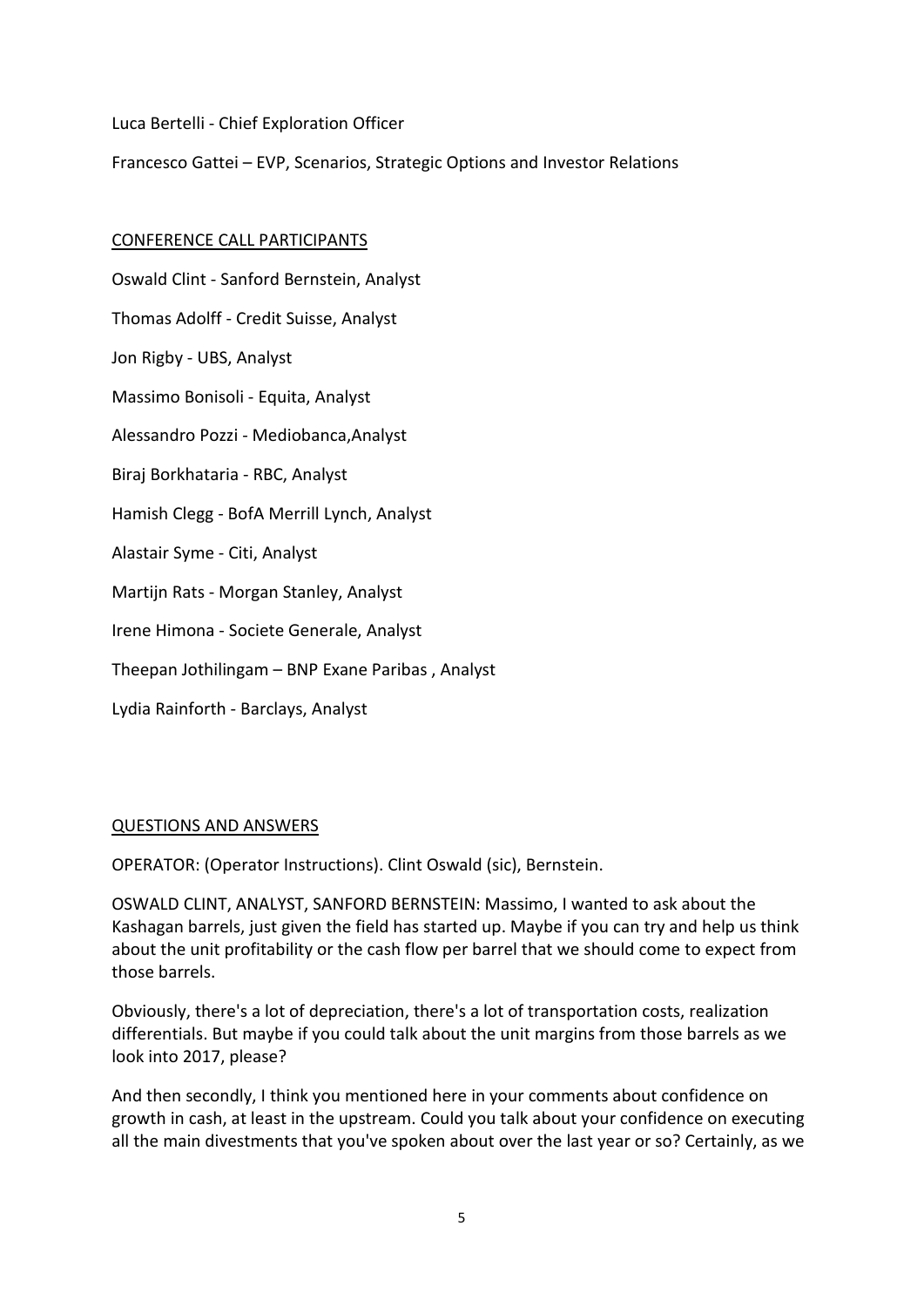Luca Bertelli - Chief Exploration Officer

Francesco Gattei – EVP, Scenarios, Strategic Options and Investor Relations

## CONFERENCE CALL PARTICIPANTS

Oswald Clint - Sanford Bernstein, Analyst

Thomas Adolff - Credit Suisse, Analyst

Jon Rigby - UBS, Analyst

Massimo Bonisoli - Equita, Analyst

Alessandro Pozzi - Mediobanca,Analyst

Biraj Borkhataria - RBC, Analyst

Hamish Clegg - BofA Merrill Lynch, Analyst

Alastair Syme - Citi, Analyst

Martijn Rats - Morgan Stanley, Analyst

Irene Himona - Societe Generale, Analyst

Theepan Jothilingam – BNP Exane Paribas , Analyst

Lydia Rainforth - Barclays, Analyst

## QUESTIONS AND ANSWERS

OPERATOR: (Operator Instructions). Clint Oswald (sic), Bernstein.

OSWALD CLINT, ANALYST, SANFORD BERNSTEIN: Massimo, I wanted to ask about the Kashagan barrels, just given the field has started up. Maybe if you can try and help us think about the unit profitability or the cash flow per barrel that we should come to expect from those barrels.

Obviously, there's a lot of depreciation, there's a lot of transportation costs, realization differentials. But maybe if you could talk about the unit margins from those barrels as we look into 2017, please?

And then secondly, I think you mentioned here in your comments about confidence on growth in cash, at least in the upstream. Could you talk about your confidence on executing all the main divestments that you've spoken about over the last year or so? Certainly, as we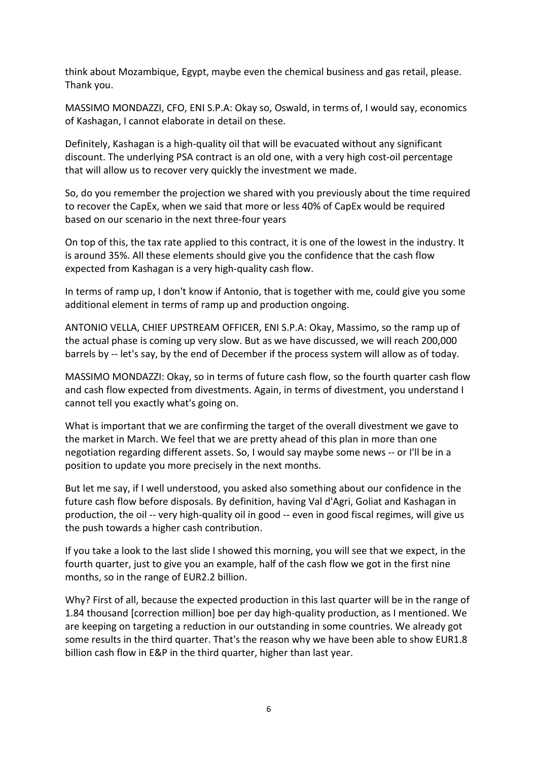think about Mozambique, Egypt, maybe even the chemical business and gas retail, please. Thank you.

MASSIMO MONDAZZI, CFO, ENI S.P.A: Okay so, Oswald, in terms of, I would say, economics of Kashagan, I cannot elaborate in detail on these.

Definitely, Kashagan is a high-quality oil that will be evacuated without any significant discount. The underlying PSA contract is an old one, with a very high cost-oil percentage that will allow us to recover very quickly the investment we made.

So, do you remember the projection we shared with you previously about the time required to recover the CapEx, when we said that more or less 40% of CapEx would be required based on our scenario in the next three-four years

On top of this, the tax rate applied to this contract, it is one of the lowest in the industry. It is around 35%. All these elements should give you the confidence that the cash flow expected from Kashagan is a very high-quality cash flow.

In terms of ramp up, I don't know if Antonio, that is together with me, could give you some additional element in terms of ramp up and production ongoing.

ANTONIO VELLA, CHIEF UPSTREAM OFFICER, ENI S.P.A: Okay, Massimo, so the ramp up of the actual phase is coming up very slow. But as we have discussed, we will reach 200,000 barrels by -- let's say, by the end of December if the process system will allow as of today.

MASSIMO MONDAZZI: Okay, so in terms of future cash flow, so the fourth quarter cash flow and cash flow expected from divestments. Again, in terms of divestment, you understand I cannot tell you exactly what's going on.

What is important that we are confirming the target of the overall divestment we gave to the market in March. We feel that we are pretty ahead of this plan in more than one negotiation regarding different assets. So, I would say maybe some news -- or I'll be in a position to update you more precisely in the next months.

But let me say, if I well understood, you asked also something about our confidence in the future cash flow before disposals. By definition, having Val d'Agri, Goliat and Kashagan in production, the oil -- very high-quality oil in good -- even in good fiscal regimes, will give us the push towards a higher cash contribution.

If you take a look to the last slide I showed this morning, you will see that we expect, in the fourth quarter, just to give you an example, half of the cash flow we got in the first nine months, so in the range of EUR2.2 billion.

Why? First of all, because the expected production in this last quarter will be in the range of 1.84 thousand [correction million] boe per day high-quality production, as I mentioned. We are keeping on targeting a reduction in our outstanding in some countries. We already got some results in the third quarter. That's the reason why we have been able to show EUR1.8 billion cash flow in E&P in the third quarter, higher than last year.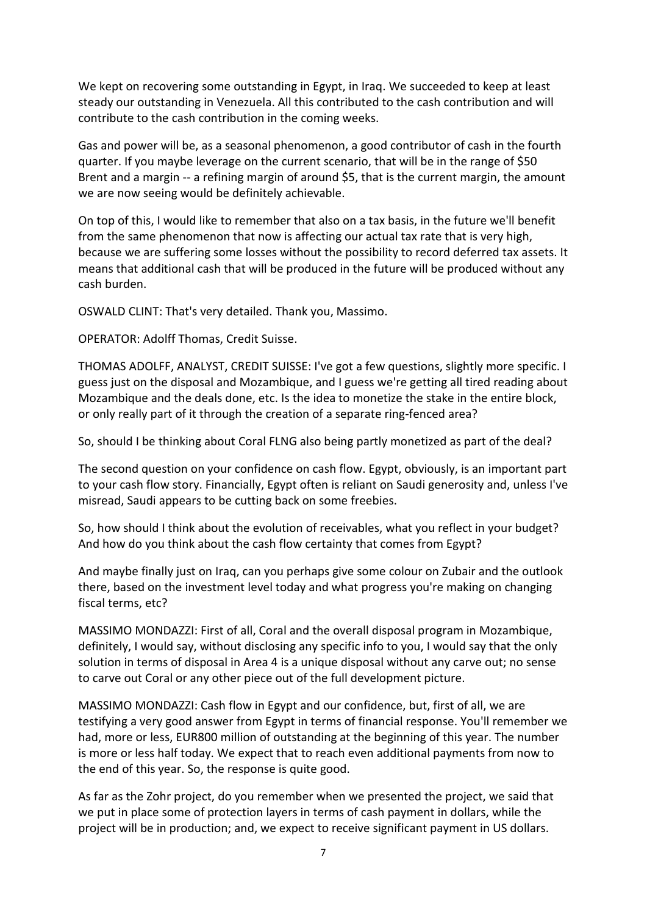We kept on recovering some outstanding in Egypt, in Iraq. We succeeded to keep at least steady our outstanding in Venezuela. All this contributed to the cash contribution and will contribute to the cash contribution in the coming weeks.

Gas and power will be, as a seasonal phenomenon, a good contributor of cash in the fourth quarter. If you maybe leverage on the current scenario, that will be in the range of $50 Brent and a margin -- a refining margin of around $5, that is the current margin, the amount we are now seeing would be definitely achievable.

On top of this, I would like to remember that also on a tax basis, in the future we'll benefit from the same phenomenon that now is affecting our actual tax rate that is very high, because we are suffering some losses without the possibility to record deferred tax assets. It means that additional cash that will be produced in the future will be produced without any cash burden.

OSWALD CLINT: That's very detailed. Thank you, Massimo.

OPERATOR: Adolff Thomas, Credit Suisse.

THOMAS ADOLFF, ANALYST, CREDIT SUISSE: I've got a few questions, slightly more specific. I guess just on the disposal and Mozambique, and I guess we're getting all tired reading about Mozambique and the deals done, etc. Is the idea to monetize the stake in the entire block, or only really part of it through the creation of a separate ring-fenced area?

So, should I be thinking about Coral FLNG also being partly monetized as part of the deal?

The second question on your confidence on cash flow. Egypt, obviously, is an important part to your cash flow story. Financially, Egypt often is reliant on Saudi generosity and, unless I've misread, Saudi appears to be cutting back on some freebies.

So, how should I think about the evolution of receivables, what you reflect in your budget? And how do you think about the cash flow certainty that comes from Egypt?

And maybe finally just on Iraq, can you perhaps give some colour on Zubair and the outlook there, based on the investment level today and what progress you're making on changing fiscal terms, etc?

MASSIMO MONDAZZI: First of all, Coral and the overall disposal program in Mozambique, definitely, I would say, without disclosing any specific info to you, I would say that the only solution in terms of disposal in Area 4 is a unique disposal without any carve out; no sense to carve out Coral or any other piece out of the full development picture.

MASSIMO MONDAZZI: Cash flow in Egypt and our confidence, but, first of all, we are testifying a very good answer from Egypt in terms of financial response. You'll remember we had, more or less, EUR800 million of outstanding at the beginning of this year. The number is more or less half today. We expect that to reach even additional payments from now to the end of this year. So, the response is quite good.

As far as the Zohr project, do you remember when we presented the project, we said that we put in place some of protection layers in terms of cash payment in dollars, while the project will be in production; and, we expect to receive significant payment in US dollars.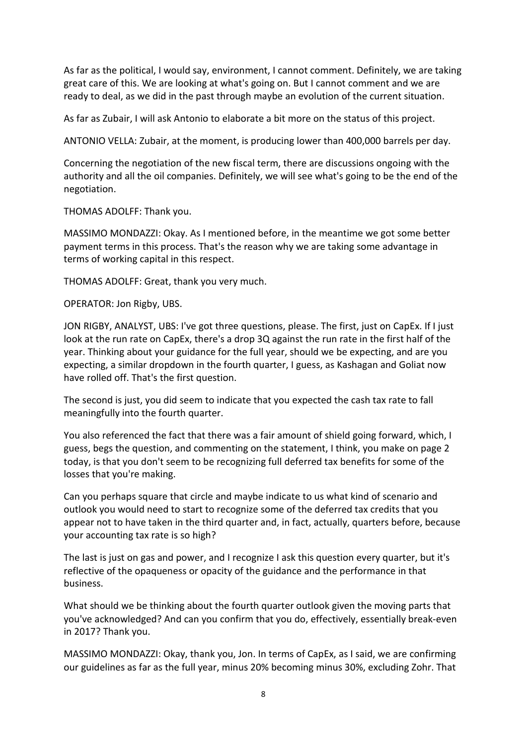As far as the political, I would say, environment, I cannot comment. Definitely, we are taking great care of this. We are looking at what's going on. But I cannot comment and we are ready to deal, as we did in the past through maybe an evolution of the current situation.

As far as Zubair, I will ask Antonio to elaborate a bit more on the status of this project.

ANTONIO VELLA: Zubair, at the moment, is producing lower than 400,000 barrels per day.

Concerning the negotiation of the new fiscal term, there are discussions ongoing with the authority and all the oil companies. Definitely, we will see what's going to be the end of the negotiation.

THOMAS ADOLFF: Thank you.

MASSIMO MONDAZZI: Okay. As I mentioned before, in the meantime we got some better payment terms in this process. That's the reason why we are taking some advantage in terms of working capital in this respect.

THOMAS ADOLFF: Great, thank you very much.

OPERATOR: Jon Rigby, UBS.

JON RIGBY, ANALYST, UBS: I've got three questions, please. The first, just on CapEx. If I just look at the run rate on CapEx, there's a drop 3Q against the run rate in the first half of the year. Thinking about your guidance for the full year, should we be expecting, and are you expecting, a similar dropdown in the fourth quarter, I guess, as Kashagan and Goliat now have rolled off. That's the first question.

The second is just, you did seem to indicate that you expected the cash tax rate to fall meaningfully into the fourth quarter.

You also referenced the fact that there was a fair amount of shield going forward, which, I guess, begs the question, and commenting on the statement, I think, you make on page 2 today, is that you don't seem to be recognizing full deferred tax benefits for some of the losses that you're making.

Can you perhaps square that circle and maybe indicate to us what kind of scenario and outlook you would need to start to recognize some of the deferred tax credits that you appear not to have taken in the third quarter and, in fact, actually, quarters before, because your accounting tax rate is so high?

The last is just on gas and power, and I recognize I ask this question every quarter, but it's reflective of the opaqueness or opacity of the guidance and the performance in that business.

What should we be thinking about the fourth quarter outlook given the moving parts that you've acknowledged? And can you confirm that you do, effectively, essentially break-even in 2017? Thank you.

MASSIMO MONDAZZI: Okay, thank you, Jon. In terms of CapEx, as I said, we are confirming our guidelines as far as the full year, minus 20% becoming minus 30%, excluding Zohr. That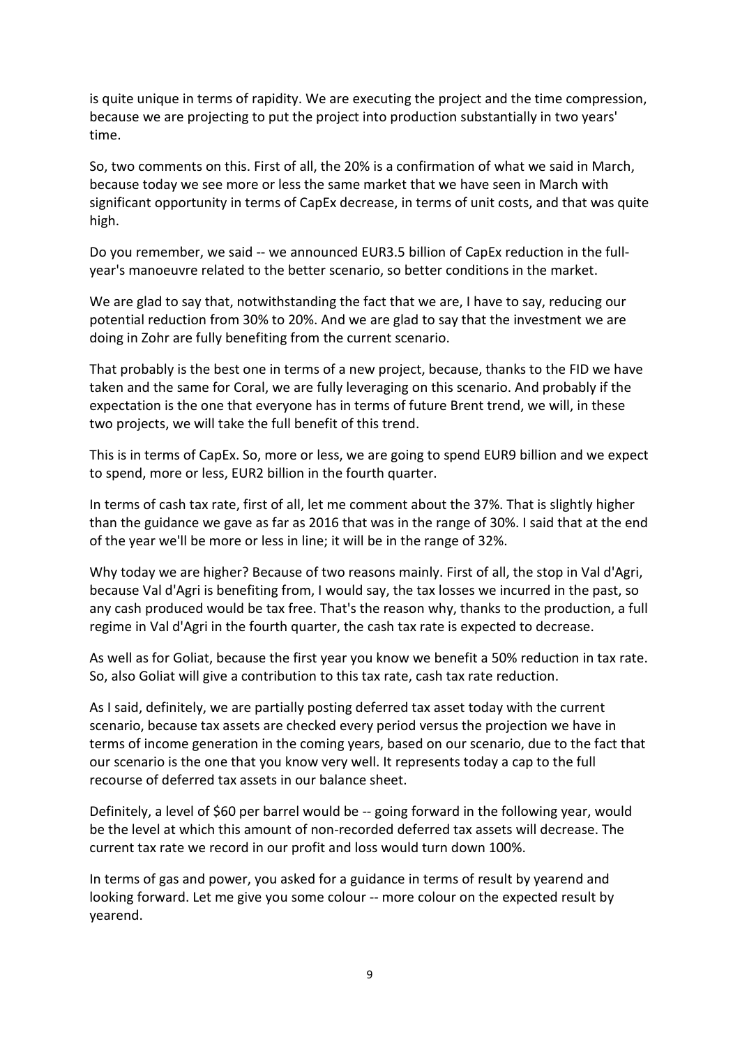is quite unique in terms of rapidity. We are executing the project and the time compression, because we are projecting to put the project into production substantially in two years' time.

So, two comments on this. First of all, the 20% is a confirmation of what we said in March, because today we see more or less the same market that we have seen in March with significant opportunity in terms of CapEx decrease, in terms of unit costs, and that was quite high.

Do you remember, we said -- we announced EUR3.5 billion of CapEx reduction in the full-year's manoeuvre related to the better scenario, so better conditions in the market.

We are glad to say that, notwithstanding the fact that we are, I have to say, reducing our potential reduction from 30% to 20%. And we are glad to say that the investment we are doing in Zohr are fully benefiting from the current scenario.

That probably is the best one in terms of a new project, because, thanks to the FID we have taken and the same for Coral, we are fully leveraging on this scenario. And probably if the expectation is the one that everyone has in terms of future Brent trend, we will, in these two projects, we will take the full benefit of this trend.

This is in terms of CapEx. So, more or less, we are going to spend EUR9 billion and we expect to spend, more or less, EUR2 billion in the fourth quarter.

In terms of cash tax rate, first of all, let me comment about the 37%. That is slightly higher than the guidance we gave as far as 2016 that was in the range of 30%. I said that at the end of the year we'll be more or less in line; it will be in the range of 32%.

Why today we are higher? Because of two reasons mainly. First of all, the stop in Val d'Agri, because Val d'Agri is benefiting from, I would say, the tax losses we incurred in the past, so any cash produced would be tax free. That's the reason why, thanks to the production, a full regime in Val d'Agri in the fourth quarter, the cash tax rate is expected to decrease.

As well as for Goliat, because the first year you know we benefit a 50% reduction in tax rate. So, also Goliat will give a contribution to this tax rate, cash tax rate reduction.

As I said, definitely, we are partially posting deferred tax asset today with the current scenario, because tax assets are checked every period versus the projection we have in terms of income generation in the coming years, based on our scenario, due to the fact that our scenario is the one that you know very well. It represents today a cap to the full recourse of deferred tax assets in our balance sheet.

Definitely, a level of $60 per barrel would be -- going forward in the following year, would be the level at which this amount of non-recorded deferred tax assets will decrease. The current tax rate we record in our profit and loss would turn down 100%.

In terms of gas and power, you asked for a guidance in terms of result by yearend and looking forward. Let me give you some colour -- more colour on the expected result by yearend.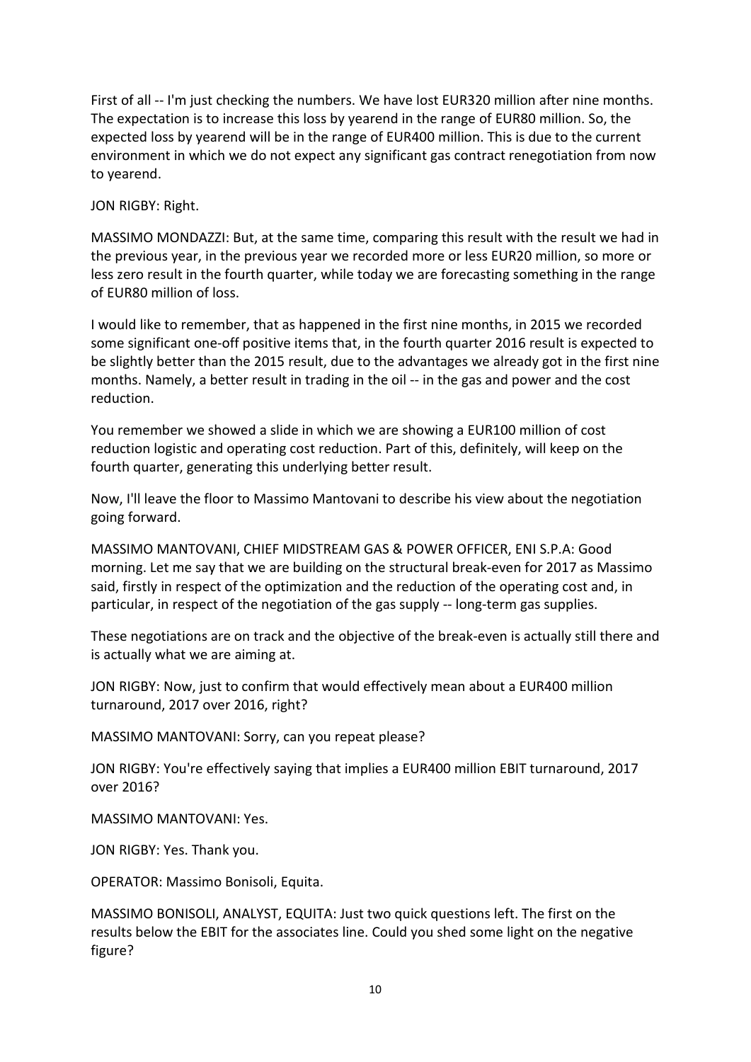First of all -- I'm just checking the numbers. We have lost EUR320 million after nine months. The expectation is to increase this loss by yearend in the range of EUR80 million. So, the expected loss by yearend will be in the range of EUR400 million. This is due to the current environment in which we do not expect any significant gas contract renegotiation from now to yearend.

JON RIGBY: Right.

MASSIMO MONDAZZI: But, at the same time, comparing this result with the result we had in the previous year, in the previous year we recorded more or less EUR20 million, so more or less zero result in the fourth quarter, while today we are forecasting something in the range of EUR80 million of loss.

I would like to remember, that as happened in the first nine months, in 2015 we recorded some significant one-off positive items that, in the fourth quarter 2016 result is expected to be slightly better than the 2015 result, due to the advantages we already got in the first nine months. Namely, a better result in trading in the oil -- in the gas and power and the cost reduction.

You remember we showed a slide in which we are showing a EUR100 million of cost reduction logistic and operating cost reduction. Part of this, definitely, will keep on the fourth quarter, generating this underlying better result.

Now, I'll leave the floor to Massimo Mantovani to describe his view about the negotiation going forward.

MASSIMO MANTOVANI, CHIEF MIDSTREAM GAS & POWER OFFICER, ENI S.P.A: Good morning. Let me say that we are building on the structural break-even for 2017 as Massimo said, firstly in respect of the optimization and the reduction of the operating cost and, in particular, in respect of the negotiation of the gas supply -- long-term gas supplies.

These negotiations are on track and the objective of the break-even is actually still there and is actually what we are aiming at.

JON RIGBY: Now, just to confirm that would effectively mean about a EUR400 million turnaround, 2017 over 2016, right?

MASSIMO MANTOVANI: Sorry, can you repeat please?

JON RIGBY: You're effectively saying that implies a EUR400 million EBIT turnaround, 2017 over 2016?

MASSIMO MANTOVANI: Yes.

JON RIGBY: Yes. Thank you.

OPERATOR: Massimo Bonisoli, Equita.

MASSIMO BONISOLI, ANALYST, EQUITA: Just two quick questions left. The first on the results below the EBIT for the associates line. Could you shed some light on the negative figure?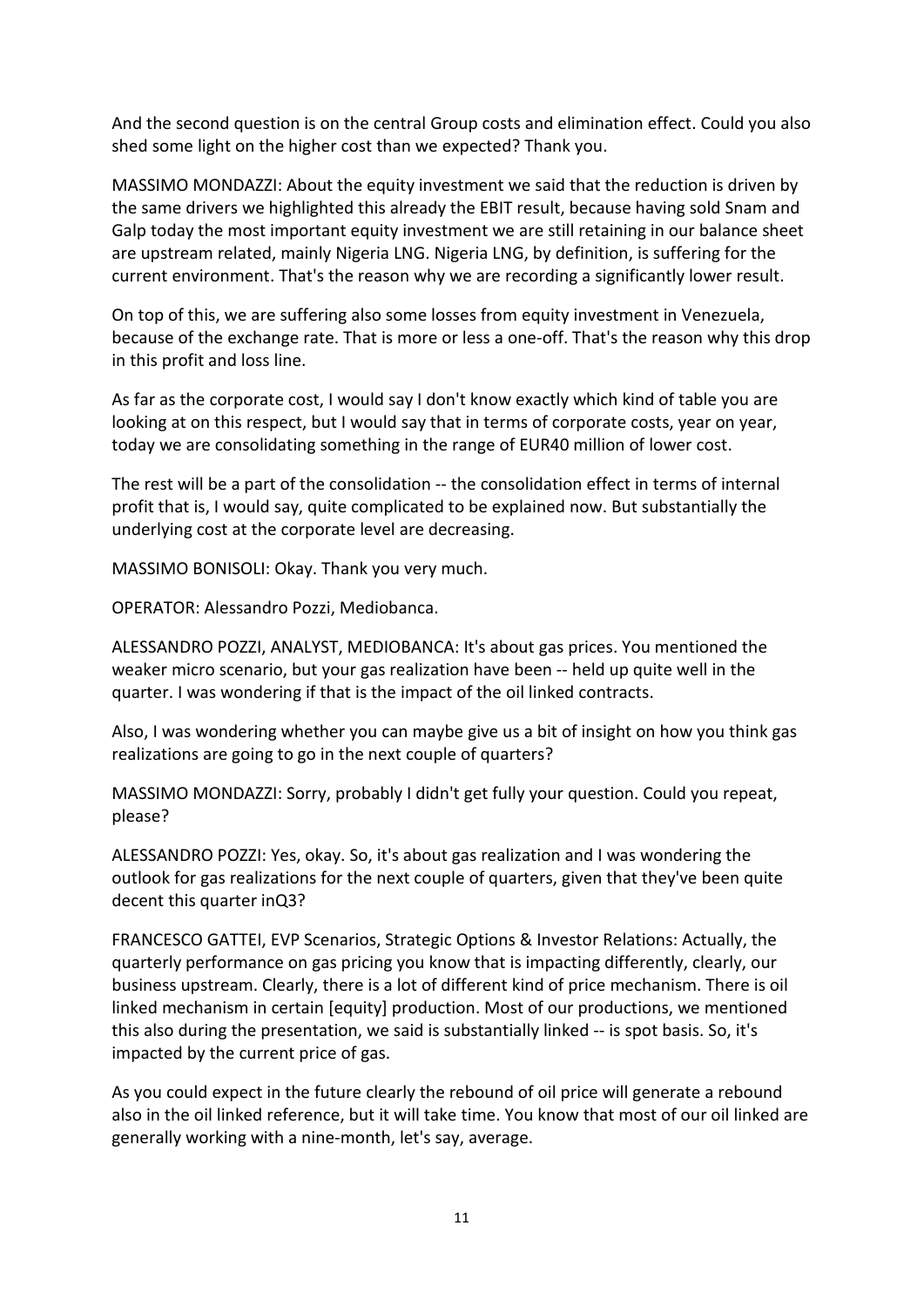And the second question is on the central Group costs and elimination effect. Could you also shed some light on the higher cost than we expected? Thank you.

MASSIMO MONDAZZI: About the equity investment we said that the reduction is driven by the same drivers we highlighted this already the EBIT result, because having sold Snam and Galp today the most important equity investment we are still retaining in our balance sheet are upstream related, mainly Nigeria LNG. Nigeria LNG, by definition, is suffering for the current environment. That's the reason why we are recording a significantly lower result.

On top of this, we are suffering also some losses from equity investment in Venezuela, because of the exchange rate. That is more or less a one-off. That's the reason why this drop in this profit and loss line.

As far as the corporate cost, I would say I don't know exactly which kind of table you are looking at on this respect, but I would say that in terms of corporate costs, year on year, today we are consolidating something in the range of EUR40 million of lower cost.

The rest will be a part of the consolidation -- the consolidation effect in terms of internal profit that is, I would say, quite complicated to be explained now. But substantially the underlying cost at the corporate level are decreasing.

MASSIMO BONISOLI: Okay. Thank you very much.

OPERATOR: Alessandro Pozzi, Mediobanca.

ALESSANDRO POZZI, ANALYST, MEDIOBANCA: It's about gas prices. You mentioned the weaker micro scenario, but your gas realization have been -- held up quite well in the quarter. I was wondering if that is the impact of the oil linked contracts.

Also, I was wondering whether you can maybe give us a bit of insight on how you think gas realizations are going to go in the next couple of quarters?

MASSIMO MONDAZZI: Sorry, probably I didn't get fully your question. Could you repeat, please?

ALESSANDRO POZZI: Yes, okay. So, it's about gas realization and I was wondering the outlook for gas realizations for the next couple of quarters, given that they've been quite decent this quarter inQ3?

FRANCESCO GATTEI, EVP Scenarios, Strategic Options & Investor Relations: Actually, the quarterly performance on gas pricing you know that is impacting differently, clearly, our business upstream. Clearly, there is a lot of different kind of price mechanism. There is oil linked mechanism in certain [equity] production. Most of our productions, we mentioned this also during the presentation, we said is substantially linked -- is spot basis. So, it's impacted by the current price of gas.

As you could expect in the future clearly the rebound of oil price will generate a rebound also in the oil linked reference, but it will take time. You know that most of our oil linked are generally working with a nine-month, let's say, average.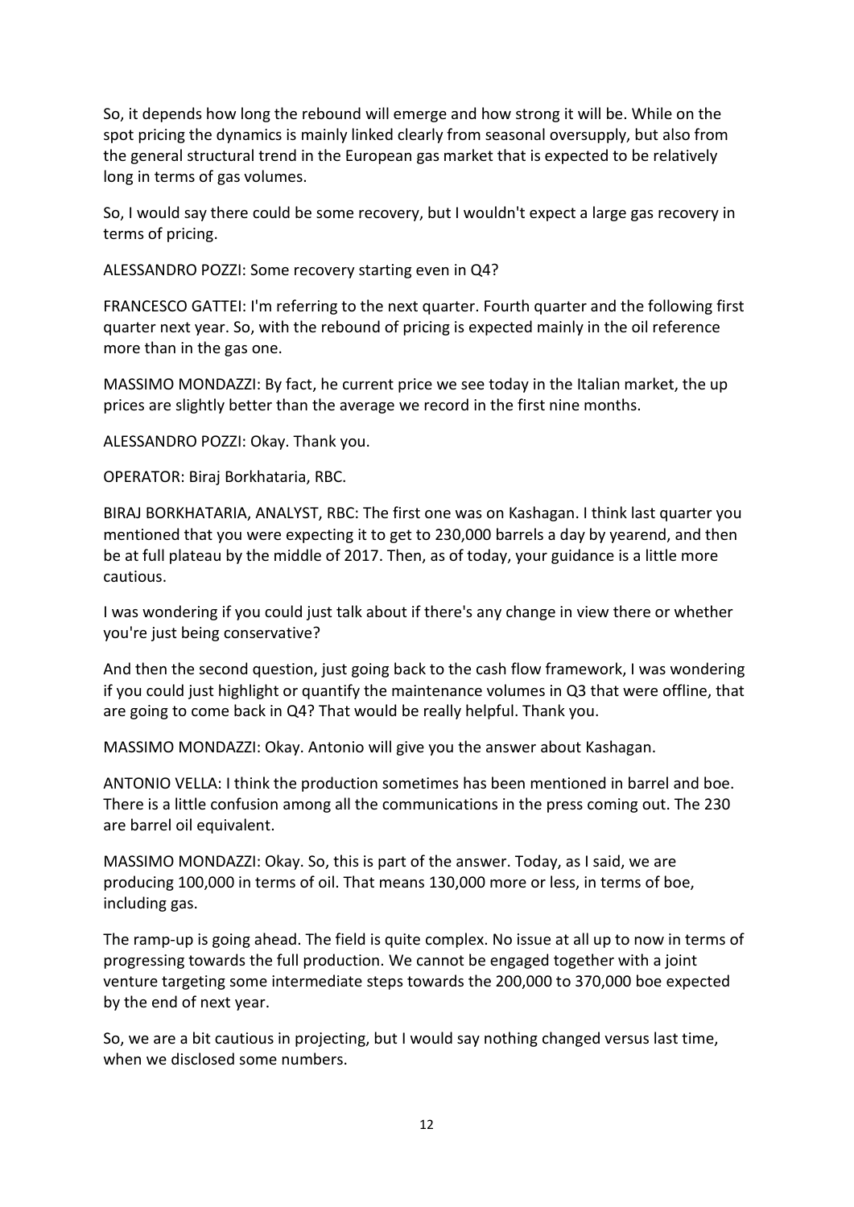So, it depends how long the rebound will emerge and how strong it will be. While on the spot pricing the dynamics is mainly linked clearly from seasonal oversupply, but also from the general structural trend in the European gas market that is expected to be relatively long in terms of gas volumes.

So, I would say there could be some recovery, but I wouldn't expect a large gas recovery in terms of pricing.

ALESSANDRO POZZI: Some recovery starting even in Q4?

FRANCESCO GATTEI: I'm referring to the next quarter. Fourth quarter and the following first quarter next year. So, with the rebound of pricing is expected mainly in the oil reference more than in the gas one.

MASSIMO MONDAZZI: By fact, he current price we see today in the Italian market, the up prices are slightly better than the average we record in the first nine months.

ALESSANDRO POZZI: Okay. Thank you.

OPERATOR: Biraj Borkhataria, RBC.

BIRAJ BORKHATARIA, ANALYST, RBC: The first one was on Kashagan. I think last quarter you mentioned that you were expecting it to get to 230,000 barrels a day by yearend, and then be at full plateau by the middle of 2017. Then, as of today, your guidance is a little more cautious.

I was wondering if you could just talk about if there's any change in view there or whether you're just being conservative?

And then the second question, just going back to the cash flow framework, I was wondering if you could just highlight or quantify the maintenance volumes in Q3 that were offline, that are going to come back in Q4? That would be really helpful. Thank you.

MASSIMO MONDAZZI: Okay. Antonio will give you the answer about Kashagan.

ANTONIO VELLA: I think the production sometimes has been mentioned in barrel and boe. There is a little confusion among all the communications in the press coming out. The 230 are barrel oil equivalent.

MASSIMO MONDAZZI: Okay. So, this is part of the answer. Today, as I said, we are producing 100,000 in terms of oil. That means 130,000 more or less, in terms of boe, including gas.

The ramp-up is going ahead. The field is quite complex. No issue at all up to now in terms of progressing towards the full production. We cannot be engaged together with a joint venture targeting some intermediate steps towards the 200,000 to 370,000 boe expected by the end of next year.

So, we are a bit cautious in projecting, but I would say nothing changed versus last time, when we disclosed some numbers.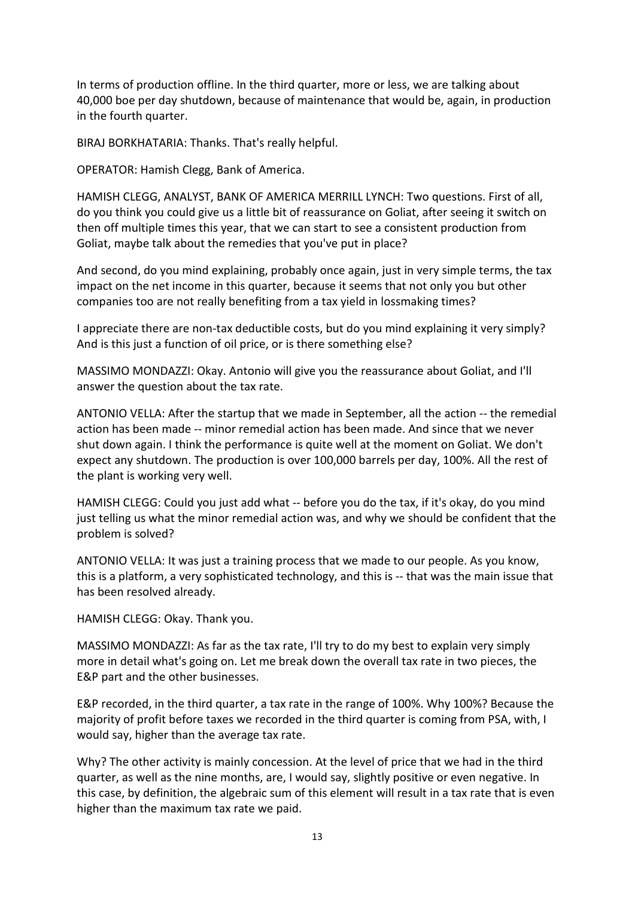In terms of production offline. In the third quarter, more or less, we are talking about 40,000 boe per day shutdown, because of maintenance that would be, again, in production in the fourth quarter.

BIRAJ BORKHATARIA: Thanks. That's really helpful.

OPERATOR: Hamish Clegg, Bank of America.

HAMISH CLEGG, ANALYST, BANK OF AMERICA MERRILL LYNCH: Two questions. First of all, do you think you could give us a little bit of reassurance on Goliat, after seeing it switch on then off multiple times this year, that we can start to see a consistent production from Goliat, maybe talk about the remedies that you've put in place?

And second, do you mind explaining, probably once again, just in very simple terms, the tax impact on the net income in this quarter, because it seems that not only you but other companies too are not really benefiting from a tax yield in lossmaking times?

I appreciate there are non-tax deductible costs, but do you mind explaining it very simply? And is this just a function of oil price, or is there something else?

MASSIMO MONDAZZI: Okay. Antonio will give you the reassurance about Goliat, and I'll answer the question about the tax rate.

ANTONIO VELLA: After the startup that we made in September, all the action -- the remedial action has been made -- minor remedial action has been made. And since that we never shut down again. I think the performance is quite well at the moment on Goliat. We don't expect any shutdown. The production is over 100,000 barrels per day, 100%. All the rest of the plant is working very well.

HAMISH CLEGG: Could you just add what -- before you do the tax, if it's okay, do you mind just telling us what the minor remedial action was, and why we should be confident that the problem is solved?

ANTONIO VELLA: It was just a training process that we made to our people. As you know, this is a platform, a very sophisticated technology, and this is -- that was the main issue that has been resolved already.

HAMISH CLEGG: Okay. Thank you.

MASSIMO MONDAZZI: As far as the tax rate, I'll try to do my best to explain very simply more in detail what's going on. Let me break down the overall tax rate in two pieces, the E&P part and the other businesses.

E&P recorded, in the third quarter, a tax rate in the range of 100%. Why 100%? Because the majority of profit before taxes we recorded in the third quarter is coming from PSA, with, I would say, higher than the average tax rate.

Why? The other activity is mainly concession. At the level of price that we had in the third quarter, as well as the nine months, are, I would say, slightly positive or even negative. In this case, by definition, the algebraic sum of this element will result in a tax rate that is even higher than the maximum tax rate we paid.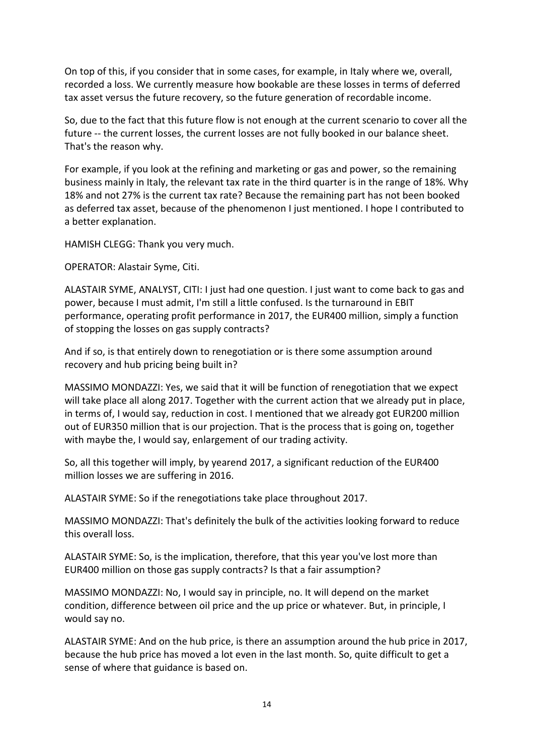On top of this, if you consider that in some cases, for example, in Italy where we, overall, recorded a loss. We currently measure how bookable are these losses in terms of deferred tax asset versus the future recovery, so the future generation of recordable income.

So, due to the fact that this future flow is not enough at the current scenario to cover all the future -- the current losses, the current losses are not fully booked in our balance sheet. That's the reason why.

For example, if you look at the refining and marketing or gas and power, so the remaining business mainly in Italy, the relevant tax rate in the third quarter is in the range of 18%. Why 18% and not 27% is the current tax rate? Because the remaining part has not been booked as deferred tax asset, because of the phenomenon I just mentioned. I hope I contributed to a better explanation.

HAMISH CLEGG: Thank you very much.

OPERATOR: Alastair Syme, Citi.

ALASTAIR SYME, ANALYST, CITI: I just had one question. I just want to come back to gas and power, because I must admit, I'm still a little confused. Is the turnaround in EBIT performance, operating profit performance in 2017, the EUR400 million, simply a function of stopping the losses on gas supply contracts?

And if so, is that entirely down to renegotiation or is there some assumption around recovery and hub pricing being built in?

MASSIMO MONDAZZI: Yes, we said that it will be function of renegotiation that we expect will take place all along 2017. Together with the current action that we already put in place, in terms of, I would say, reduction in cost. I mentioned that we already got EUR200 million out of EUR350 million that is our projection. That is the process that is going on, together with maybe the, I would say, enlargement of our trading activity.

So, all this together will imply, by yearend 2017, a significant reduction of the EUR400 million losses we are suffering in 2016.

ALASTAIR SYME: So if the renegotiations take place throughout 2017.

MASSIMO MONDAZZI: That's definitely the bulk of the activities looking forward to reduce this overall loss.

ALASTAIR SYME: So, is the implication, therefore, that this year you've lost more than EUR400 million on those gas supply contracts? Is that a fair assumption?

MASSIMO MONDAZZI: No, I would say in principle, no. It will depend on the market condition, difference between oil price and the up price or whatever. But, in principle, I would say no.

ALASTAIR SYME: And on the hub price, is there an assumption around the hub price in 2017, because the hub price has moved a lot even in the last month. So, quite difficult to get a sense of where that guidance is based on.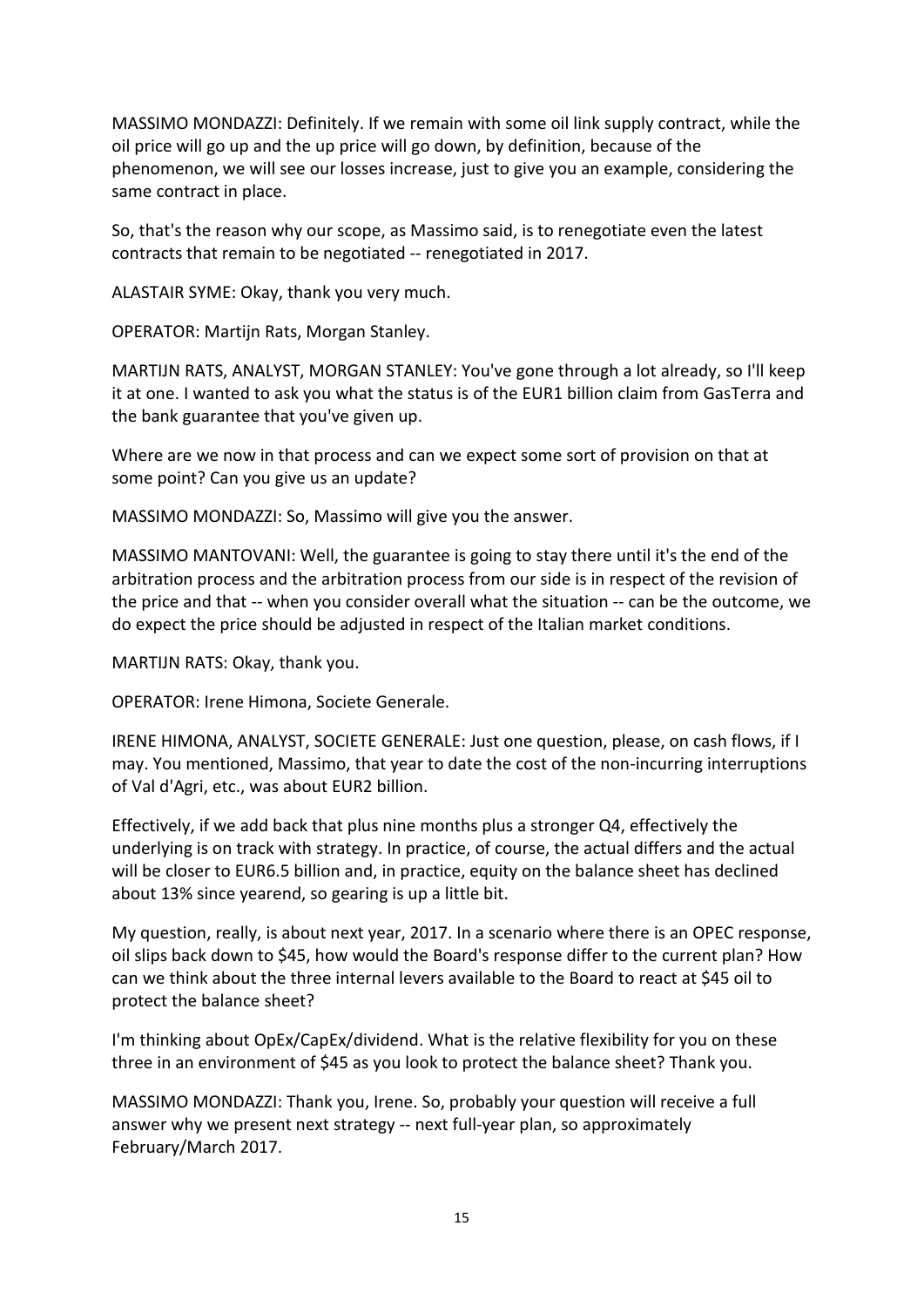MASSIMO MONDAZZI: Definitely. If we remain with some oil link supply contract, while the oil price will go up and the up price will go down, by definition, because of the phenomenon, we will see our losses increase, just to give you an example, considering the same contract in place.

So, that's the reason why our scope, as Massimo said, is to renegotiate even the latest contracts that remain to be negotiated -- renegotiated in 2017.

ALASTAIR SYME: Okay, thank you very much.

OPERATOR: Martijn Rats, Morgan Stanley.

MARTIJN RATS, ANALYST, MORGAN STANLEY: You've gone through a lot already, so I'll keep it at one. I wanted to ask you what the status is of the EUR1 billion claim from GasTerra and the bank guarantee that you've given up.

Where are we now in that process and can we expect some sort of provision on that at some point? Can you give us an update?

MASSIMO MONDAZZI: So, Massimo will give you the answer.

MASSIMO MANTOVANI: Well, the guarantee is going to stay there until it's the end of the arbitration process and the arbitration process from our side is in respect of the revision of the price and that -- when you consider overall what the situation -- can be the outcome, we do expect the price should be adjusted in respect of the Italian market conditions.

MARTIJN RATS: Okay, thank you.

OPERATOR: Irene Himona, Societe Generale.

IRENE HIMONA, ANALYST, SOCIETE GENERALE: Just one question, please, on cash flows, if I may. You mentioned, Massimo, that year to date the cost of the non-incurring interruptions of Val d'Agri, etc., was about EUR2 billion.

Effectively, if we add back that plus nine months plus a stronger Q4, effectively the underlying is on track with strategy. In practice, of course, the actual differs and the actual will be closer to EUR6.5 billion and, in practice, equity on the balance sheet has declined about 13% since yearend, so gearing is up a little bit.

My question, really, is about next year, 2017. In a scenario where there is an OPEC response, oil slips back down to \$45, how would the Board's response differ to the current plan? How can we think about the three internal levers available to the Board to react at \$45 oil to protect the balance sheet?

I'm thinking about OpEx/CapEx/dividend. What is the relative flexibility for you on these three in an environment of \$45 as you look to protect the balance sheet? Thank you.

MASSIMO MONDAZZI: Thank you, Irene. So, probably your question will receive a full answer why we present next strategy -- next full-year plan, so approximately February/March 2017.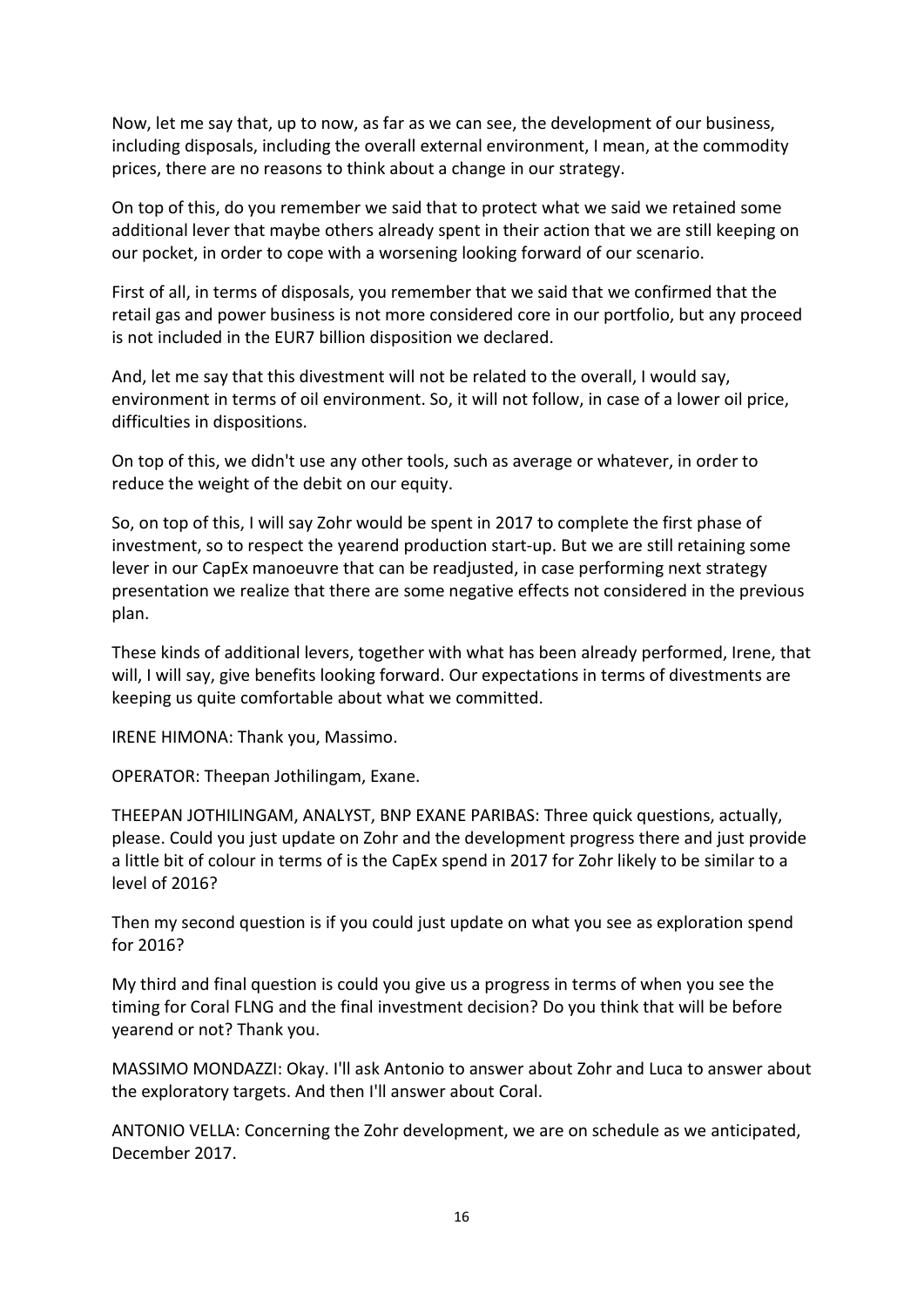Now, let me say that, up to now, as far as we can see, the development of our business, including disposals, including the overall external environment, I mean, at the commodity prices, there are no reasons to think about a change in our strategy.

On top of this, do you remember we said that to protect what we said we retained some additional lever that maybe others already spent in their action that we are still keeping on our pocket, in order to cope with a worsening looking forward of our scenario.

First of all, in terms of disposals, you remember that we said that we confirmed that the retail gas and power business is not more considered core in our portfolio, but any proceed is not included in the EUR7 billion disposition we declared.

And, let me say that this divestment will not be related to the overall, I would say, environment in terms of oil environment. So, it will not follow, in case of a lower oil price, difficulties in dispositions.

On top of this, we didn't use any other tools, such as average or whatever, in order to reduce the weight of the debit on our equity.

So, on top of this, I will say Zohr would be spent in 2017 to complete the first phase of investment, so to respect the yearend production start-up. But we are still retaining some lever in our CapEx manoeuvre that can be readjusted, in case performing next strategy presentation we realize that there are some negative effects not considered in the previous plan.

These kinds of additional levers, together with what has been already performed, Irene, that will, I will say, give benefits looking forward. Our expectations in terms of divestments are keeping us quite comfortable about what we committed.

IRENE HIMONA: Thank you, Massimo.

OPERATOR: Theepan Jothilingam, Exane.

THEEPAN JOTHILINGAM, ANALYST, BNP EXANE PARIBAS: Three quick questions, actually, please. Could you just update on Zohr and the development progress there and just provide a little bit of colour in terms of is the CapEx spend in 2017 for Zohr likely to be similar to a level of 2016?

Then my second question is if you could just update on what you see as exploration spend for 2016?

My third and final question is could you give us a progress in terms of when you see the timing for Coral FLNG and the final investment decision? Do you think that will be before yearend or not? Thank you.

MASSIMO MONDAZZI: Okay. I'll ask Antonio to answer about Zohr and Luca to answer about the exploratory targets. And then I'll answer about Coral.

ANTONIO VELLA: Concerning the Zohr development, we are on schedule as we anticipated, December 2017.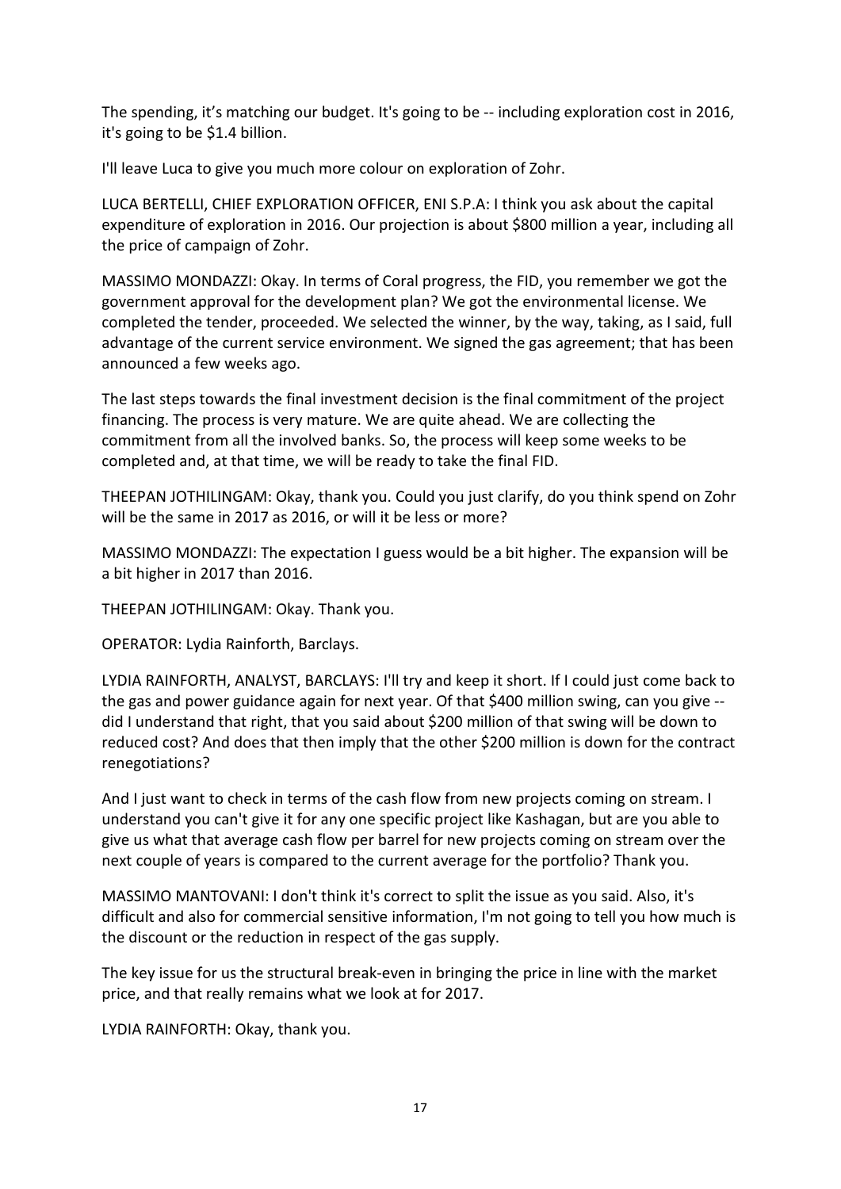The spending, it's matching our budget. It's going to be -- including exploration cost in 2016, it's going to be $1.4 billion.

I'll leave Luca to give you much more colour on exploration of Zohr.

LUCA BERTELLI, CHIEF EXPLORATION OFFICER, ENI S.P.A: I think you ask about the capital expenditure of exploration in 2016. Our projection is about $800 million a year, including all the price of campaign of Zohr.

MASSIMO MONDAZZI: Okay. In terms of Coral progress, the FID, you remember we got the government approval for the development plan? We got the environmental license. We completed the tender, proceeded. We selected the winner, by the way, taking, as I said, full advantage of the current service environment. We signed the gas agreement; that has been announced a few weeks ago.

The last steps towards the final investment decision is the final commitment of the project financing. The process is very mature. We are quite ahead. We are collecting the commitment from all the involved banks. So, the process will keep some weeks to be completed and, at that time, we will be ready to take the final FID.

THEEPAN JOTHILINGAM: Okay, thank you. Could you just clarify, do you think spend on Zohr will be the same in 2017 as 2016, or will it be less or more?

MASSIMO MONDAZZI: The expectation I guess would be a bit higher. The expansion will be a bit higher in 2017 than 2016.

THEEPAN JOTHILINGAM: Okay. Thank you.

OPERATOR: Lydia Rainforth, Barclays.

LYDIA RAINFORTH, ANALYST, BARCLAYS: I'll try and keep it short. If I could just come back to the gas and power guidance again for next year. Of that $400 million swing, can you give -- did I understand that right, that you said about $200 million of that swing will be down to reduced cost? And does that then imply that the other $200 million is down for the contract renegotiations?

And I just want to check in terms of the cash flow from new projects coming on stream. I understand you can't give it for any one specific project like Kashagan, but are you able to give us what that average cash flow per barrel for new projects coming on stream over the next couple of years is compared to the current average for the portfolio? Thank you.

MASSIMO MANTOVANI: I don't think it's correct to split the issue as you said. Also, it's difficult and also for commercial sensitive information, I'm not going to tell you how much is the discount or the reduction in respect of the gas supply.

The key issue for us the structural break-even in bringing the price in line with the market price, and that really remains what we look at for 2017.

LYDIA RAINFORTH: Okay, thank you.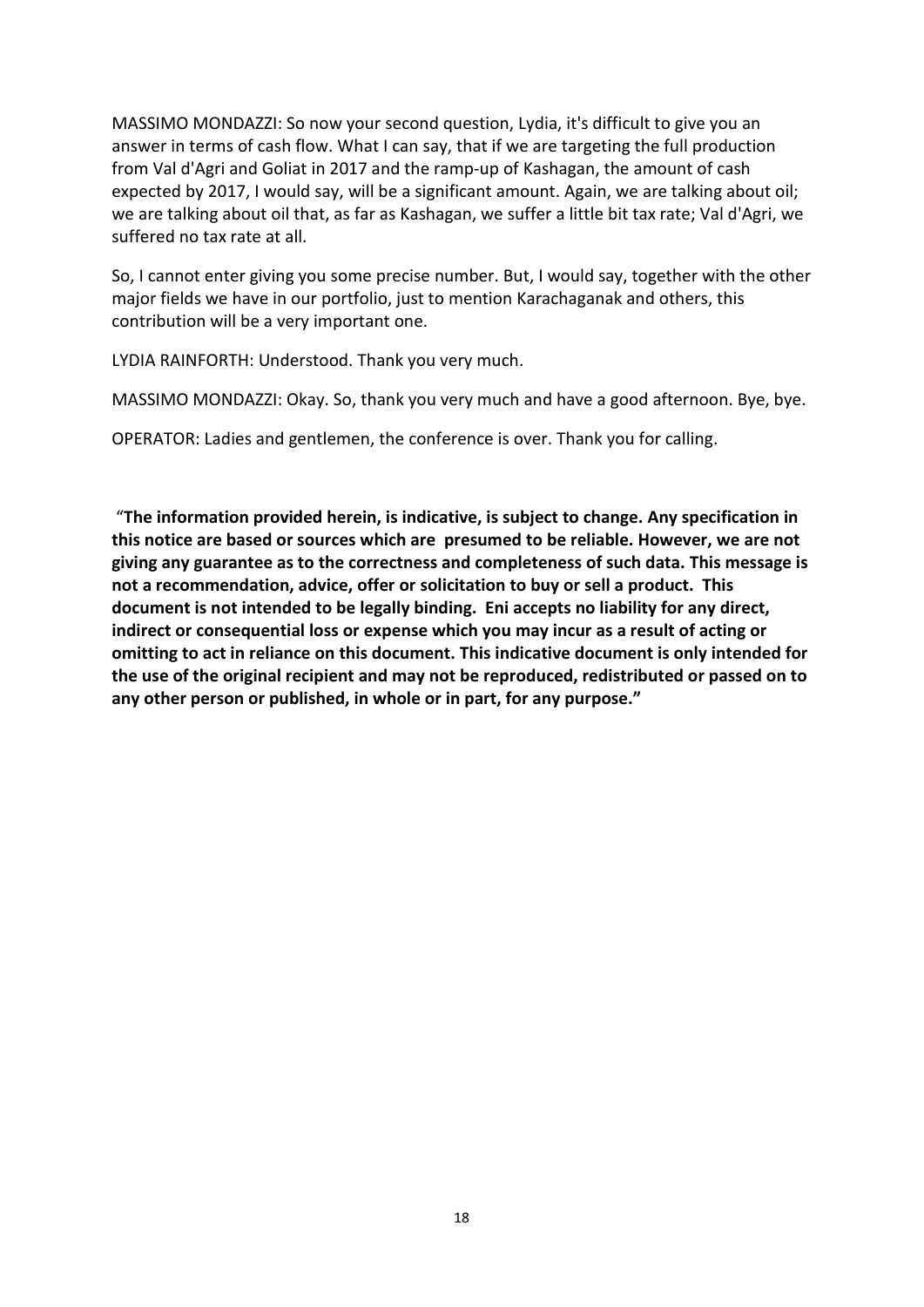MASSIMO MONDAZZI: So now your second question, Lydia, it's difficult to give you an answer in terms of cash flow. What I can say, that if we are targeting the full production from Val d'Agri and Goliat in 2017 and the ramp-up of Kashagan, the amount of cash expected by 2017, I would say, will be a significant amount. Again, we are talking about oil; we are talking about oil that, as far as Kashagan, we suffer a little bit tax rate; Val d'Agri, we suffered no tax rate at all.

So, I cannot enter giving you some precise number. But, I would say, together with the other major fields we have in our portfolio, just to mention Karachaganak and others, this contribution will be a very important one.

LYDIA RAINFORTH: Understood. Thank you very much.

MASSIMO MONDAZZI: Okay. So, thank you very much and have a good afternoon. Bye, bye.

OPERATOR: Ladies and gentlemen, the conference is over. Thank you for calling.

"**The information provided herein, is indicative, is subject to change. Any specification in this notice are based or sources which are presumed to be reliable. However, we are not giving any guarantee as to the correctness and completeness of such data. This message is not a recommendation, advice, offer or solicitation to buy or sell a product. This document is not intended to be legally binding. Eni accepts no liability for any direct, indirect or consequential loss or expense which you may incur as a result of acting or omitting to act in reliance on this document. This indicative document is only intended for the use of the original recipient and may not be reproduced, redistributed or passed on to any other person or published, in whole or in part, for any purpose.**"